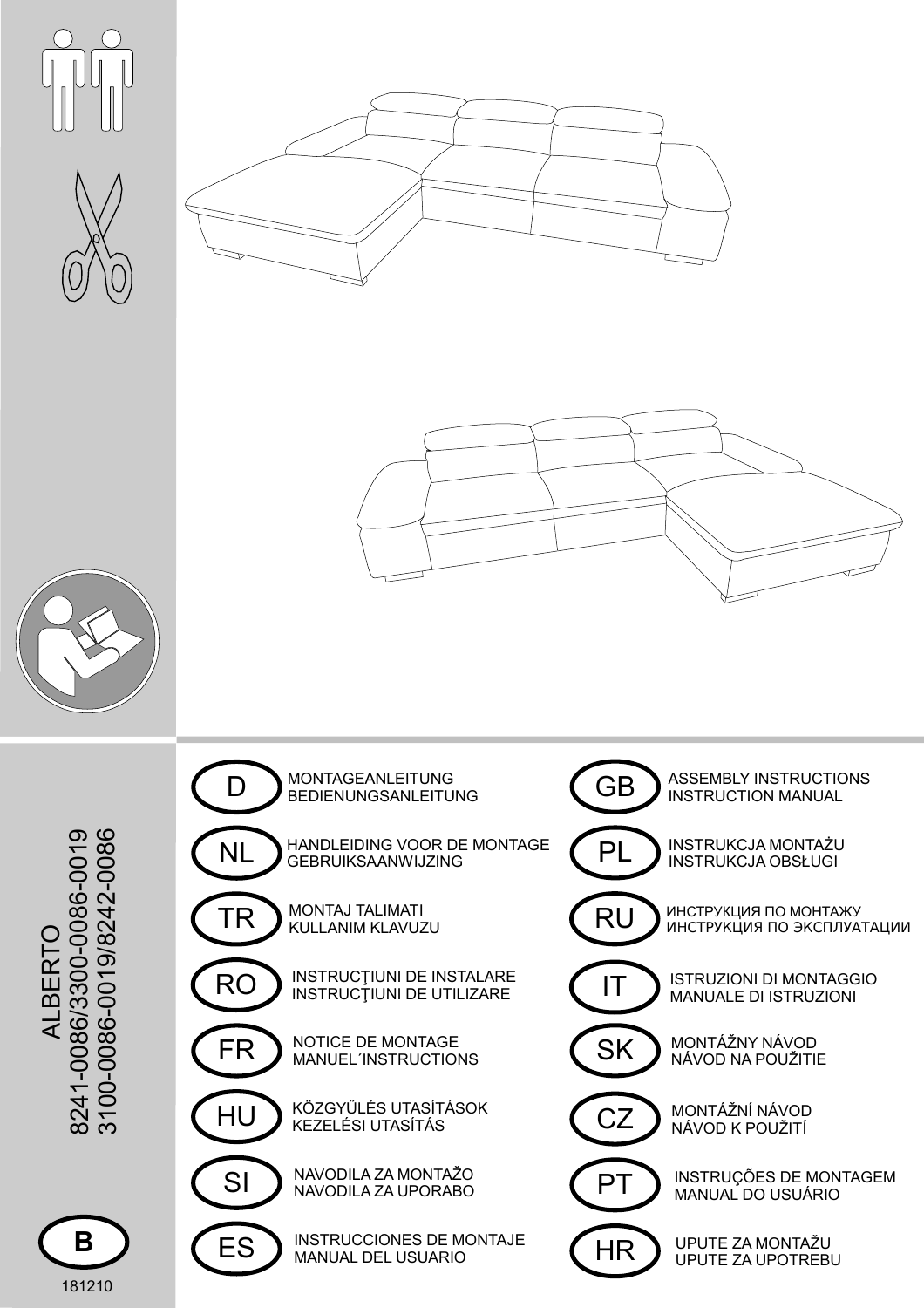# ALBERTO

8241-0086/3300-0086-0019
3100-0086-0019/8242-0086

B

181210

| | | | |
|---|---|---|---|
| D | MONTAGEANLEITUNG<br>BEDIENUNGSANLEITUNG | GB | ASSEMBLY INSTRUCTIONS<br>INSTRUCTION MANUAL |
| NL | HANDLEIDING VOOR DE MONTAGE<br>GEBRUIKSAANWIJZING | PL | INSTRUKCJA MONTAŻU<br>INSTRUKCJA OBSŁUGI |
| TR | MONTAJ TALIMATI<br>KULLANIM KLAVUZU | RU | ИНСТРУКЦИЯ ПО МОНТАЖУ<br>ИНСТРУКЦИЯ ПО ЭКСПЛУАТАЦИИ |
| RO | INSTRUCŢIUNI DE INSTALARE<br>INSTRUCŢIUNI DE UTILIZARE | IT | ISTRUZIONI DI MONTAGGIO<br>MANUALE DI ISTRUZIONI |
| FR | NOTICE DE MONTAGE<br>MANUEL´INSTRUCTIONS | SK | MONTÁŽNY NÁVOD<br>NÁVOD NA POUŽITIE |
| HU | KÖZGYŰLÉS UTASÍTÁSOK<br>KEZELÉSI UTASÍTÁS | CZ | MONTÁŽNÍ NÁVOD<br>NÁVOD K POUŽITÍ |
| SI | NAVODILA ZA MONTAŽO<br>NAVODILA ZA UPORABO | PT | INSTRUÇÕES DE MONTAGEM<br>MANUAL DO USUÁRIO |
| ES | INSTRUCCIONES DE MONTAJE<br>MANUAL DEL USUARIO | HR | UPUTE ZA MONTAŽU<br>UPUTE ZA UPOTREBU |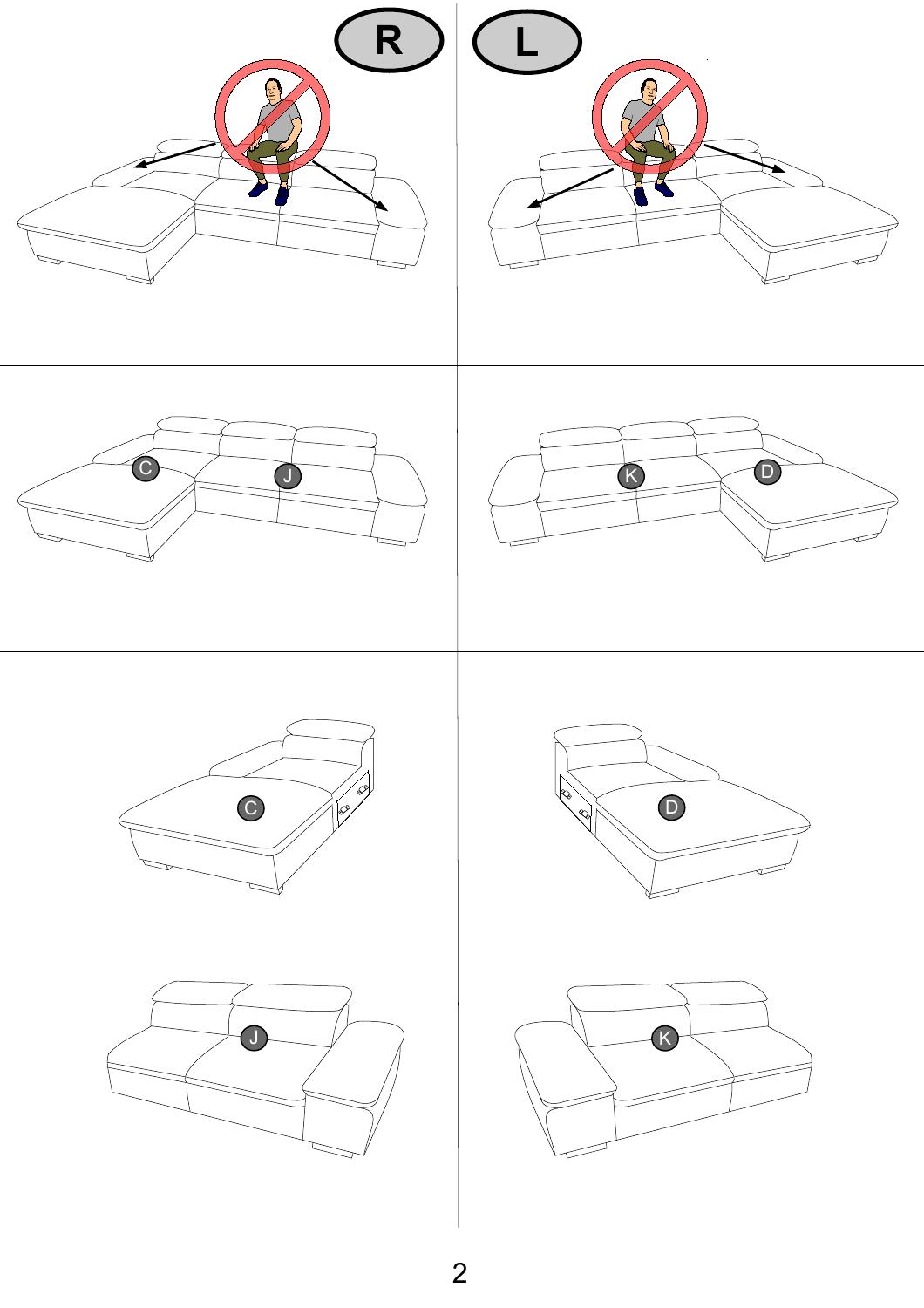R

L

C J

K D

C

D

J

K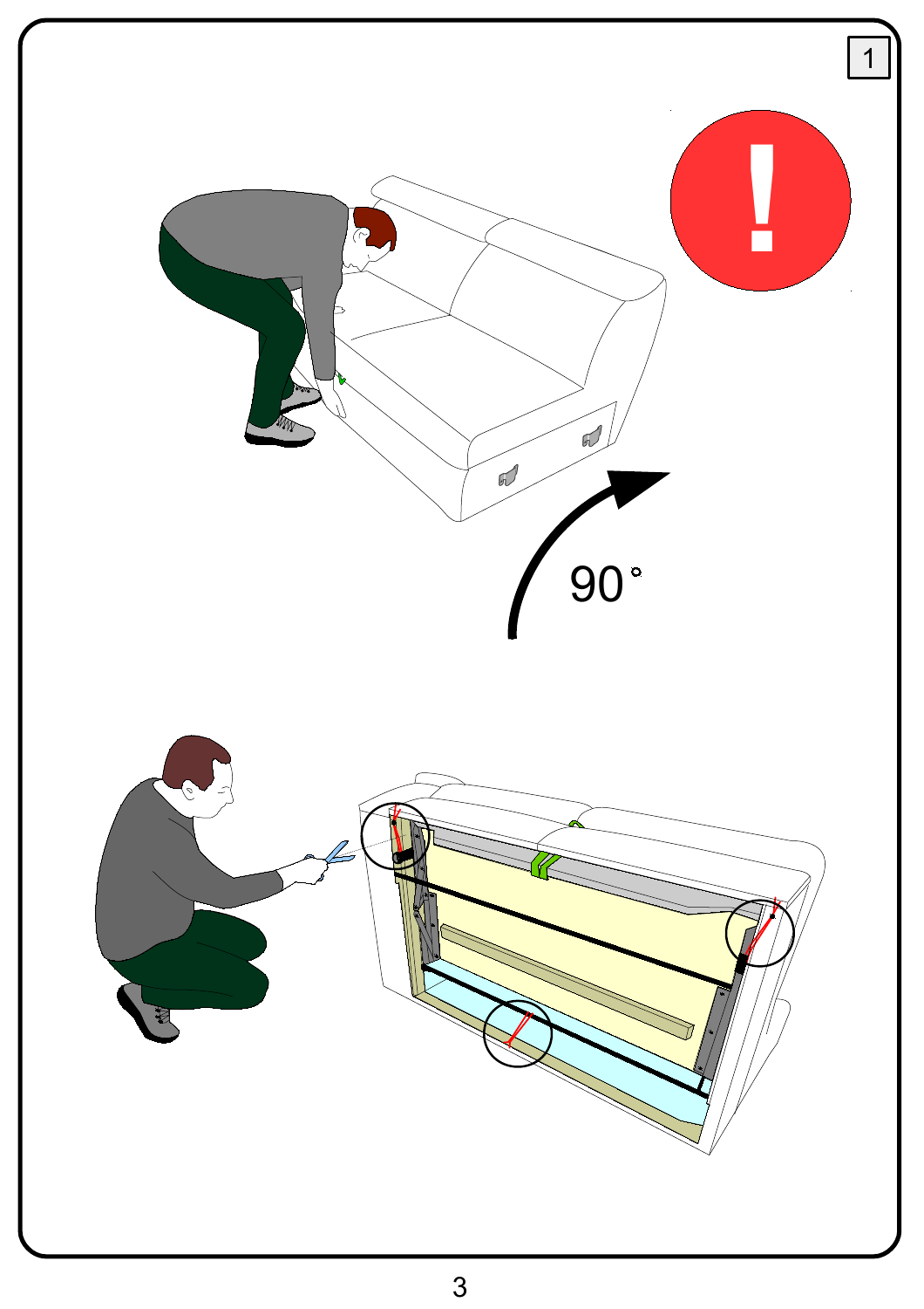1

!

90°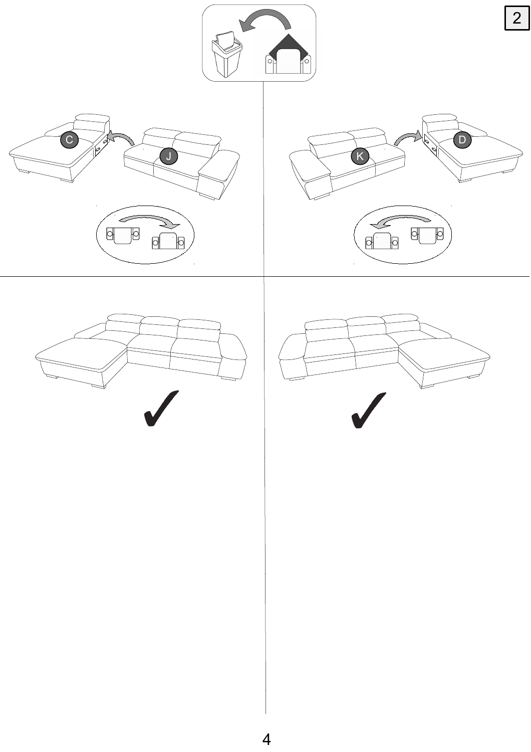2

C

J

K

D

✓

✓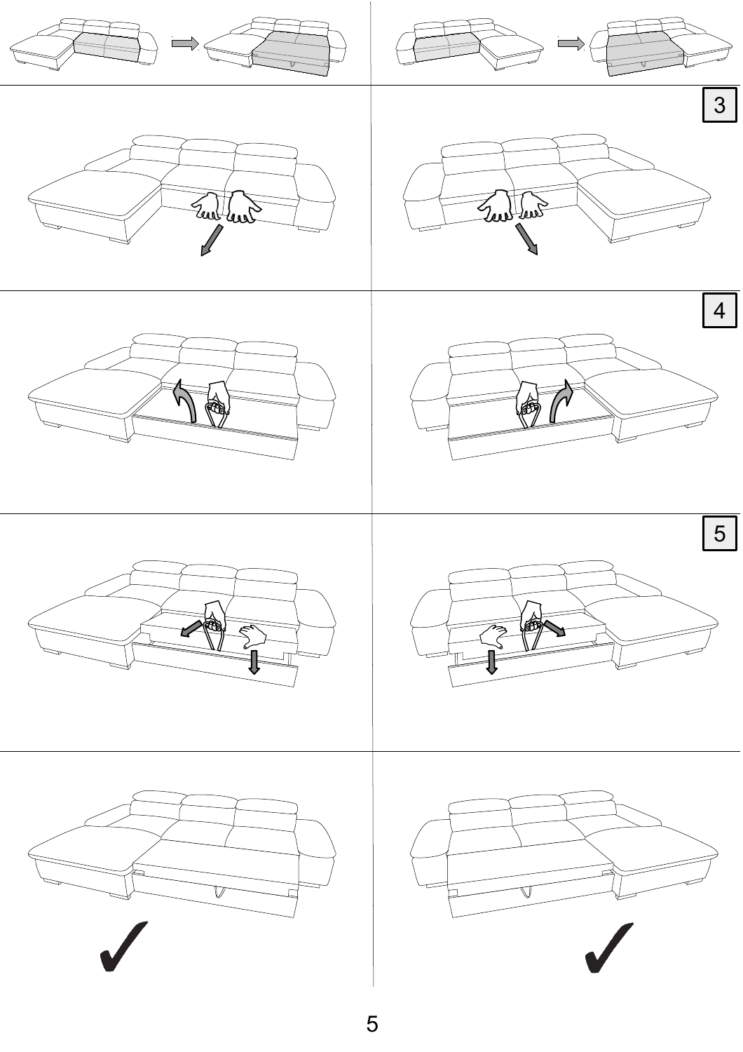3

4

5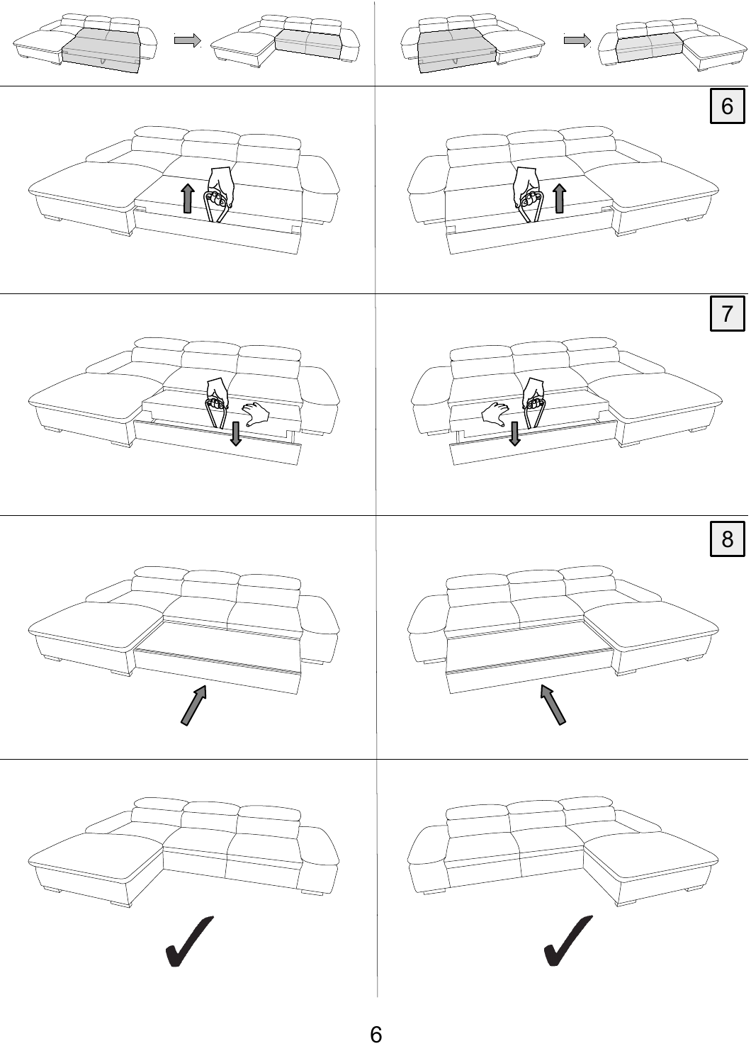6

7

8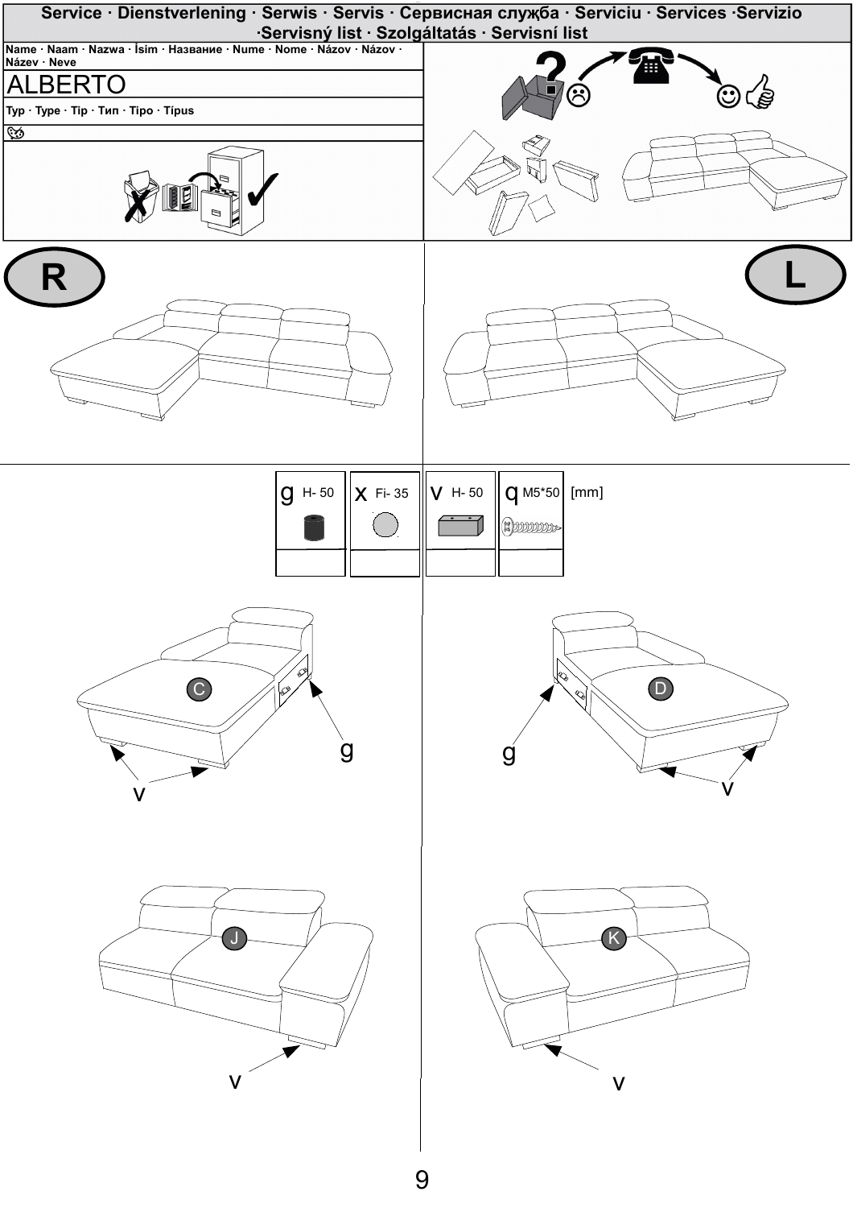**Service · Dienstverlening · Serwis · Servis · Сервисная служба · Serviciu · Services ·Servizio ·Servisný list · Szolgáltatás · Servisní list**

| Name · Naam · Nazwa · İsim · Название · Nume · Nome · Názov · Název · Neve |
|---|
| ALBERTO |
| Typ · Type · Tip · Тип · Tipo · Típus |
| |

R

L

| g H- 50 | x Fi- 35 | v H- 50 | q M5*50 |
|---|---|---|---|
| | | | |

[mm]

C

g

v

D

g

v

J

v

K

v